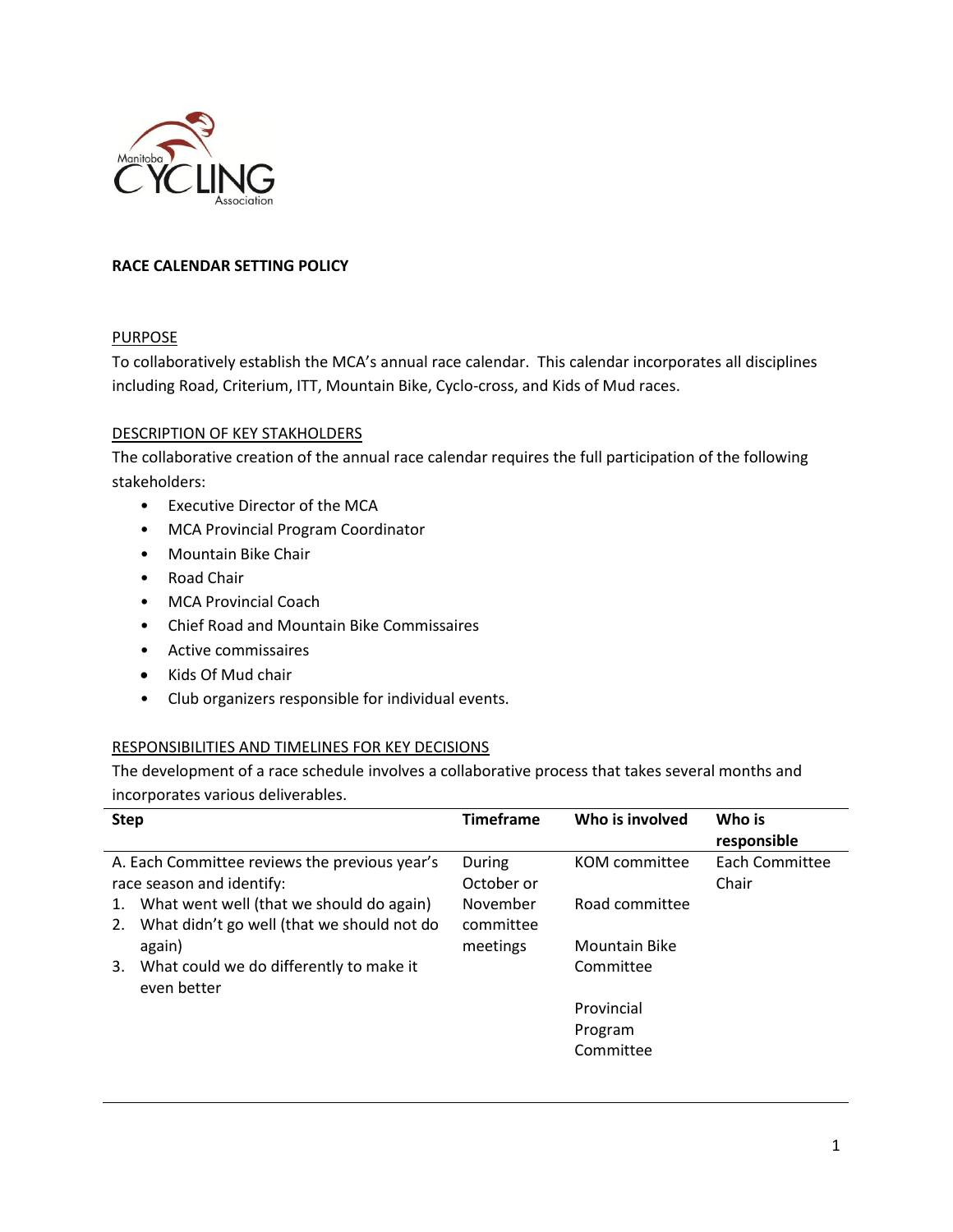# RACE CALENDAR SETTING POLICY

## PURPOSE

To collaboratively establish the MCA's annual race calendar. This calendar incorporates all disciplines including Road, Criterium, ITT, Mountain Bike, Cyclo-cross, and Kids of Mud races.

## DESCRIPTION OF KEY STAKHOLDERS

The collaborative creation of the annual race calendar requires the full participation of the following stakeholders:

- Executive Director of the MCA
- MCA Provincial Program Coordinator
- Mountain Bike Chair
- Road Chair
- MCA Provincial Coach
- Chief Road and Mountain Bike Commissaires
- Active commissaires
- Kids Of Mud chair
- Club organizers responsible for individual events.

## RESPONSIBILITIES AND TIMELINES FOR KEY DECISIONS

The development of a race schedule involves a collaborative process that takes several months and incorporates various deliverables.

| Step | Timeframe | Who is involved | Who is responsible |
|---|---|---|---|
| A. Each Committee reviews the previous year's race season and identify:<br>1. What went well (that we should do again)<br>2. What didn't go well (that we should not do again)<br>3. What could we do differently to make it even better | During October or November committee meetings | KOM committee<br><br>Road committee<br><br>Mountain Bike Committee<br><br>Provincial Program Committee | Each Committee Chair |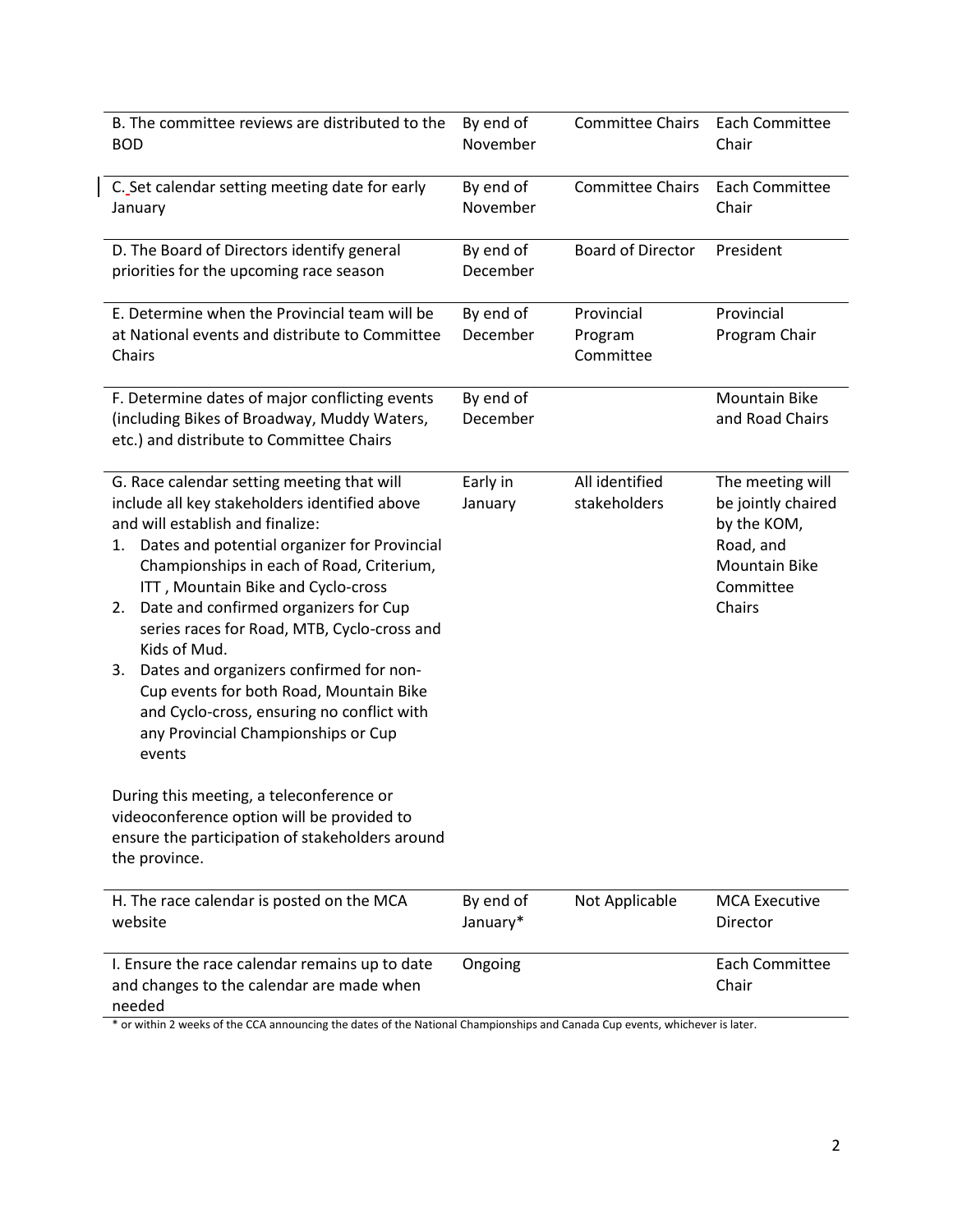| | | | |
|---|---|---|---|
| B. The committee reviews are distributed to the BOD | By end of November | Committee Chairs | Each Committee Chair |
| C. Set calendar setting meeting date for early January | By end of November | Committee Chairs | Each Committee Chair |
| D. The Board of Directors identify general priorities for the upcoming race season | By end of December | Board of Director | President |
| E. Determine when the Provincial team will be at National events and distribute to Committee Chairs | By end of December | Provincial Program Committee | Provincial Program Chair |
| F. Determine dates of major conflicting events (including Bikes of Broadway, Muddy Waters, etc.) and distribute to Committee Chairs | By end of December | | Mountain Bike and Road Chairs |
| G. Race calendar setting meeting that will include all key stakeholders identified above and will establish and finalize:<br>1. Dates and potential organizer for Provincial Championships in each of Road, Criterium, ITT , Mountain Bike and Cyclo-cross<br>2. Date and confirmed organizers for Cup series races for Road, MTB, Cyclo-cross and Kids of Mud.<br>3. Dates and organizers confirmed for non-Cup events for both Road, Mountain Bike and Cyclo-cross, ensuring no conflict with any Provincial Championships or Cup events<br><br>During this meeting, a teleconference or videoconference option will be provided to ensure the participation of stakeholders around the province. | Early in January | All identified stakeholders | The meeting will be jointly chaired by the KOM, Road, and Mountain Bike Committee Chairs |
| H. The race calendar is posted on the MCA website | By end of January* | Not Applicable | MCA Executive Director |
| I. Ensure the race calendar remains up to date and changes to the calendar are made when needed | Ongoing | | Each Committee Chair |

* or within 2 weeks of the CCA announcing the dates of the National Championships and Canada Cup events, whichever is later.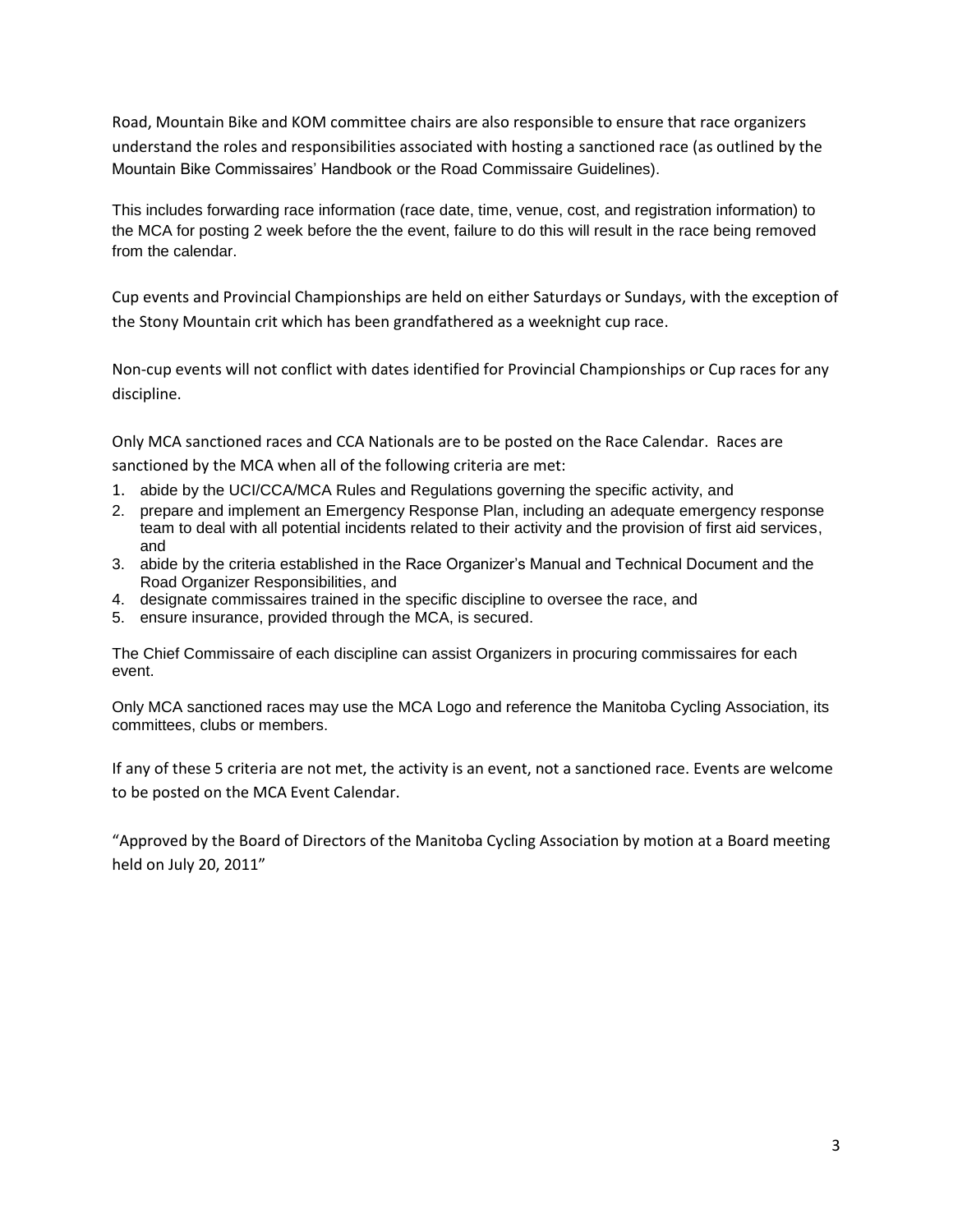Road, Mountain Bike and KOM committee chairs are also responsible to ensure that race organizers understand the roles and responsibilities associated with hosting a sanctioned race (as outlined by the Mountain Bike Commissaires' Handbook or the Road Commissaire Guidelines).

This includes forwarding race information (race date, time, venue, cost, and registration information) to the MCA for posting 2 week before the the event, failure to do this will result in the race being removed from the calendar.

Cup events and Provincial Championships are held on either Saturdays or Sundays, with the exception of the Stony Mountain crit which has been grandfathered as a weeknight cup race.

Non-cup events will not conflict with dates identified for Provincial Championships or Cup races for any discipline.

Only MCA sanctioned races and CCA Nationals are to be posted on the Race Calendar. Races are sanctioned by the MCA when all of the following criteria are met:

1. abide by the UCI/CCA/MCA Rules and Regulations governing the specific activity, and
2. prepare and implement an Emergency Response Plan, including an adequate emergency response team to deal with all potential incidents related to their activity and the provision of first aid services, and
3. abide by the criteria established in the Race Organizer's Manual and Technical Document and the Road Organizer Responsibilities, and
4. designate commissaires trained in the specific discipline to oversee the race, and
5. ensure insurance, provided through the MCA, is secured.

The Chief Commissaire of each discipline can assist Organizers in procuring commissaires for each event.

Only MCA sanctioned races may use the MCA Logo and reference the Manitoba Cycling Association, its committees, clubs or members.

If any of these 5 criteria are not met, the activity is an event, not a sanctioned race. Events are welcome to be posted on the MCA Event Calendar.

"Approved by the Board of Directors of the Manitoba Cycling Association by motion at a Board meeting held on July 20, 2011"